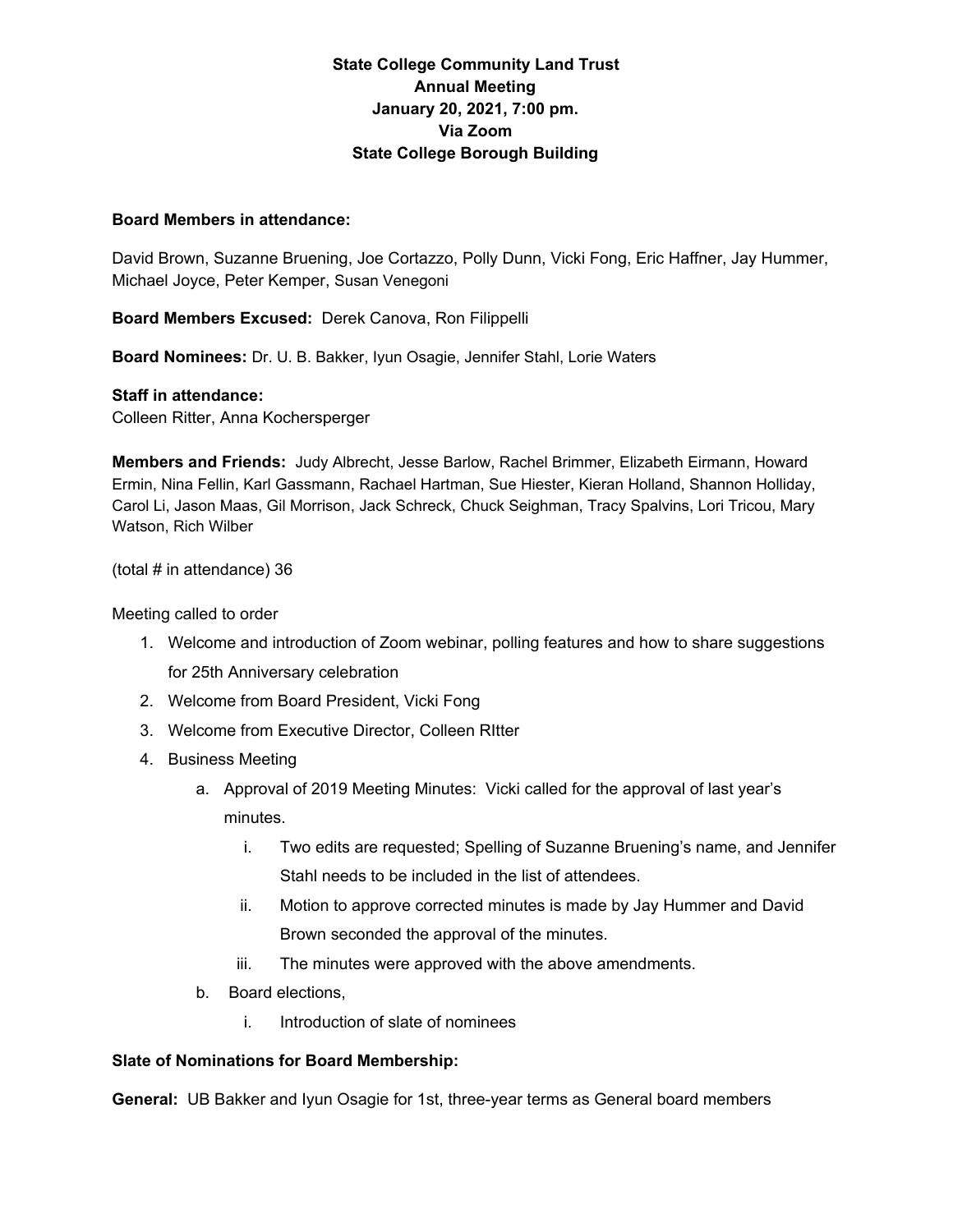**State College Community Land Trust**
**Annual Meeting**
**January 20, 2021, 7:00 pm.**
**Via Zoom**
**State College Borough Building**

**Board Members in attendance:**

David Brown, Suzanne Bruening, Joe Cortazzo, Polly Dunn, Vicki Fong, Eric Haffner, Jay Hummer, Michael Joyce, Peter Kemper, Susan Venegoni

**Board Members Excused:** Derek Canova, Ron Filippelli

**Board Nominees:** Dr. U. B. Bakker, Iyun Osagie, Jennifer Stahl, Lorie Waters

**Staff in attendance:**
Colleen Ritter, Anna Kochersperger

**Members and Friends:** Judy Albrecht, Jesse Barlow, Rachel Brimmer, Elizabeth Eirmann, Howard Ermin, Nina Fellin, Karl Gassmann, Rachael Hartman, Sue Hiester, Kieran Holland, Shannon Holliday, Carol Li, Jason Maas, Gil Morrison, Jack Schreck, Chuck Seighman, Tracy Spalvins, Lori Tricou, Mary Watson, Rich Wilber

(total # in attendance) 36

Meeting called to order

1. Welcome and introduction of Zoom webinar, polling features and how to share suggestions for 25th Anniversary celebration
2. Welcome from Board President, Vicki Fong
3. Welcome from Executive Director, Colleen RItter
4. Business Meeting
   a. Approval of 2019 Meeting Minutes: Vicki called for the approval of last year's minutes.
      i. Two edits are requested; Spelling of Suzanne Bruening's name, and Jennifer Stahl needs to be included in the list of attendees.
      ii. Motion to approve corrected minutes is made by Jay Hummer and David Brown seconded the approval of the minutes.
      iii. The minutes were approved with the above amendments.
   b. Board elections,
      i. Introduction of slate of nominees

**Slate of Nominations for Board Membership:**

**General:** UB Bakker and Iyun Osagie for 1st, three-year terms as General board members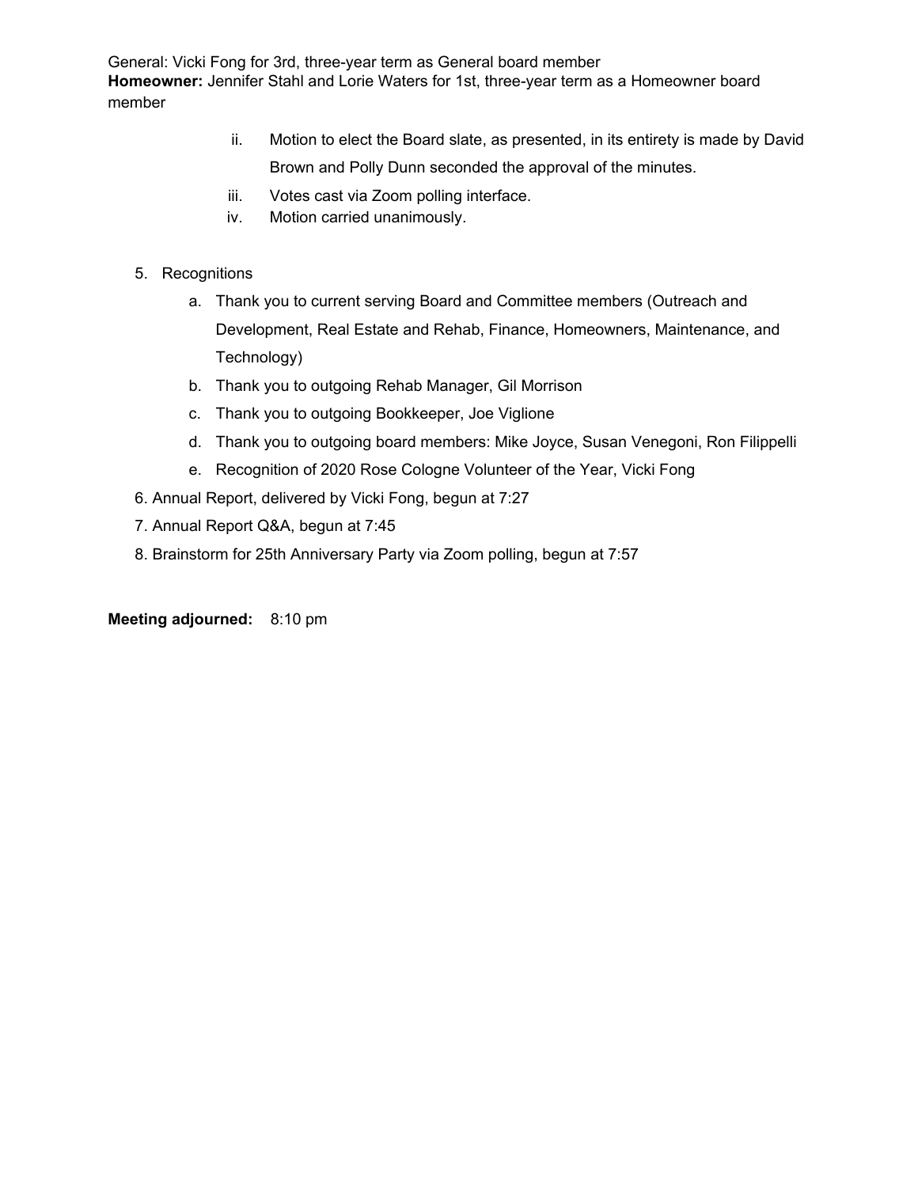General: Vicki Fong for 3rd, three-year term as General board member
**Homeowner:** Jennifer Stahl and Lorie Waters for 1st, three-year term as a Homeowner board member

ii. Motion to elect the Board slate, as presented, in its entirety is made by David Brown and Polly Dunn seconded the approval of the minutes.
iii. Votes cast via Zoom polling interface.
iv. Motion carried unanimously.

5. Recognitions
   a. Thank you to current serving Board and Committee members (Outreach and Development, Real Estate and Rehab, Finance, Homeowners, Maintenance, and Technology)
   b. Thank you to outgoing Rehab Manager, Gil Morrison
   c. Thank you to outgoing Bookkeeper, Joe Viglione
   d. Thank you to outgoing board members: Mike Joyce, Susan Venegoni, Ron Filippelli
   e. Recognition of 2020 Rose Cologne Volunteer of the Year, Vicki Fong
6. Annual Report, delivered by Vicki Fong, begun at 7:27
7. Annual Report Q&A, begun at 7:45
8. Brainstorm for 25th Anniversary Party via Zoom polling, begun at 7:57

**Meeting adjourned:** 8:10 pm